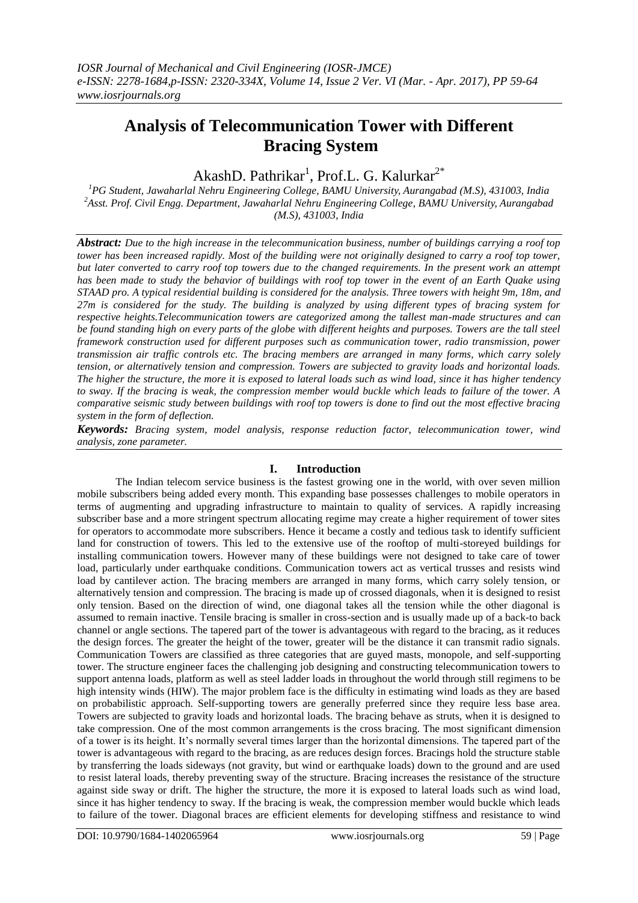# Analysis of Telecommunication Tower with Different Bracing System

AkashD. Pathrikar[1], Prof.L. G. Kalurkar[2*]

[1]PG Student, Jawaharlal Nehru Engineering College, BAMU University, Aurangabad (M.S), 431003, India
[2]Asst. Prof. Civil Engg. Department, Jawaharlal Nehru Engineering College, BAMU University, Aurangabad (M.S), 431003, India

***Abstract:*** *Due to the high increase in the telecommunication business, number of buildings carrying a roof top tower has been increased rapidly. Most of the building were not originally designed to carry a roof top tower, but later converted to carry roof top towers due to the changed requirements. In the present work an attempt has been made to study the behavior of buildings with roof top tower in the event of an Earth Quake using STAAD pro. A typical residential building is considered for the analysis. Three towers with height 9m, 18m, and 27m is considered for the study. The building is analyzed by using different types of bracing system for respective heights.Telecommunication towers are categorized among the tallest man-made structures and can be found standing high on every parts of the globe with different heights and purposes. Towers are the tall steel framework construction used for different purposes such as communication tower, radio transmission, power transmission air traffic controls etc. The bracing members are arranged in many forms, which carry solely tension, or alternatively tension and compression. Towers are subjected to gravity loads and horizontal loads. The higher the structure, the more it is exposed to lateral loads such as wind load, since it has higher tendency to sway. If the bracing is weak, the compression member would buckle which leads to failure of the tower. A comparative seismic study between buildings with roof top towers is done to find out the most effective bracing system in the form of deflection.*

***Keywords:*** *Bracing system, model analysis, response reduction factor, telecommunication tower, wind analysis, zone parameter.*

## I. Introduction

The Indian telecom service business is the fastest growing one in the world, with over seven million mobile subscribers being added every month. This expanding base possesses challenges to mobile operators in terms of augmenting and upgrading infrastructure to maintain to quality of services. A rapidly increasing subscriber base and a more stringent spectrum allocating regime may create a higher requirement of tower sites for operators to accommodate more subscribers. Hence it became a costly and tedious task to identify sufficient land for construction of towers. This led to the extensive use of the rooftop of multi-storeyed buildings for installing communication towers. However many of these buildings were not designed to take care of tower load, particularly under earthquake conditions. Communication towers act as vertical trusses and resists wind load by cantilever action. The bracing members are arranged in many forms, which carry solely tension, or alternatively tension and compression. The bracing is made up of crossed diagonals, when it is designed to resist only tension. Based on the direction of wind, one diagonal takes all the tension while the other diagonal is assumed to remain inactive. Tensile bracing is smaller in cross-section and is usually made up of a back-to back channel or angle sections. The tapered part of the tower is advantageous with regard to the bracing, as it reduces the design forces. The greater the height of the tower, greater will be the distance it can transmit radio signals. Communication Towers are classified as three categories that are guyed masts, monopole, and self-supporting tower. The structure engineer faces the challenging job designing and constructing telecommunication towers to support antenna loads, platform as well as steel ladder loads in throughout the world through still regimens to be high intensity winds (HIW). The major problem face is the difficulty in estimating wind loads as they are based on probabilistic approach. Self-supporting towers are generally preferred since they require less base area. Towers are subjected to gravity loads and horizontal loads. The bracing behave as struts, when it is designed to take compression. One of the most common arrangements is the cross bracing. The most significant dimension of a tower is its height. It's normally several times larger than the horizontal dimensions. The tapered part of the tower is advantageous with regard to the bracing, as are reduces design forces. Bracings hold the structure stable by transferring the loads sideways (not gravity, but wind or earthquake loads) down to the ground and are used to resist lateral loads, thereby preventing sway of the structure. Bracing increases the resistance of the structure against side sway or drift. The higher the structure, the more it is exposed to lateral loads such as wind load, since it has higher tendency to sway. If the bracing is weak, the compression member would buckle which leads to failure of the tower. Diagonal braces are efficient elements for developing stiffness and resistance to wind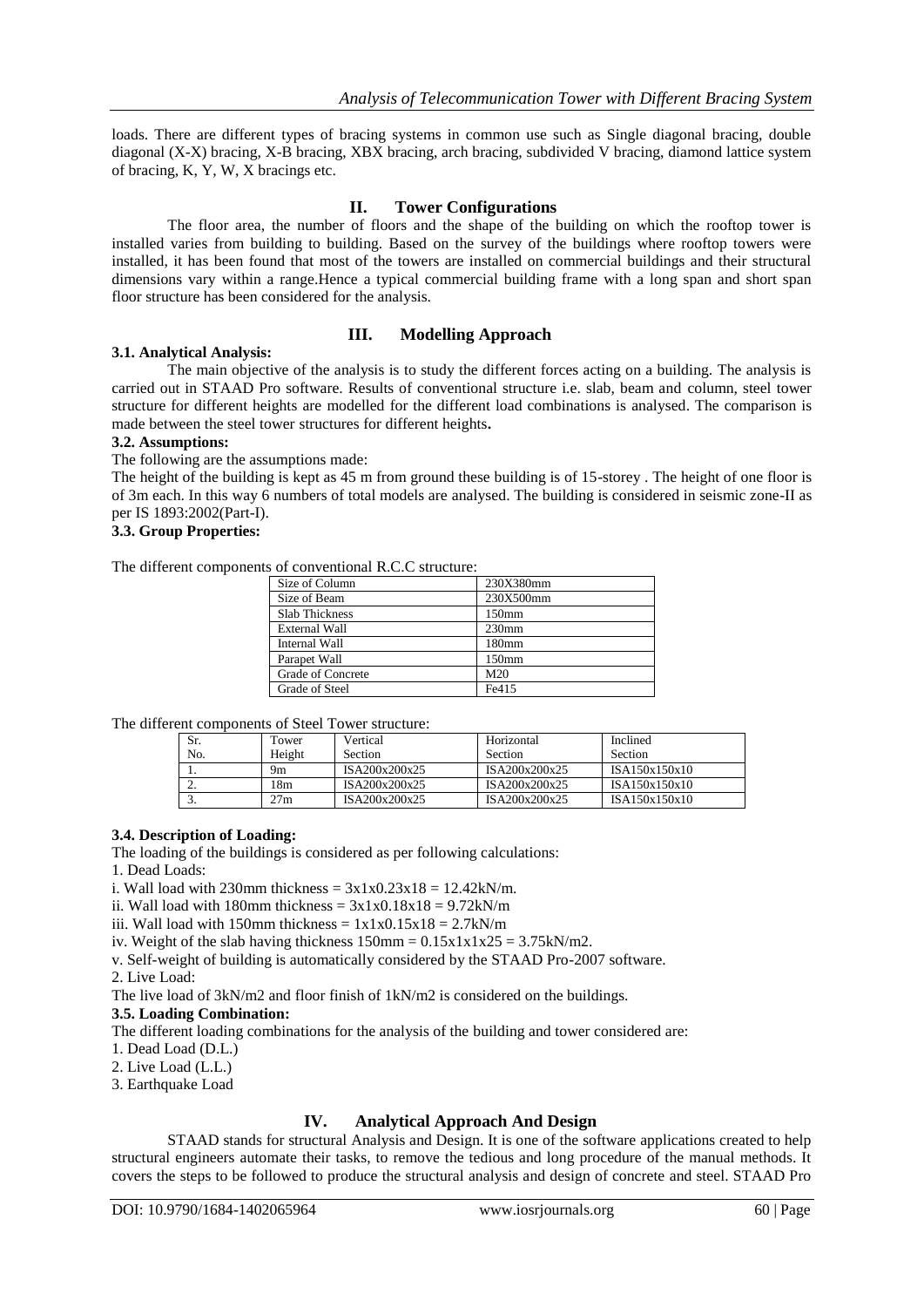loads. There are different types of bracing systems in common use such as Single diagonal bracing, double diagonal (X-X) bracing, X-B bracing, XBX bracing, arch bracing, subdivided V bracing, diamond lattice system of bracing, K, Y, W, X bracings etc.

## II. Tower Configurations

The floor area, the number of floors and the shape of the building on which the rooftop tower is installed varies from building to building. Based on the survey of the buildings where rooftop towers were installed, it has been found that most of the towers are installed on commercial buildings and their structural dimensions vary within a range.Hence a typical commercial building frame with a long span and short span floor structure has been considered for the analysis.

## III. Modelling Approach

### 3.1. Analytical Analysis:

The main objective of the analysis is to study the different forces acting on a building. The analysis is carried out in STAAD Pro software. Results of conventional structure i.e. slab, beam and column, steel tower structure for different heights are modelled for the different load combinations is analysed. The comparison is made between the steel tower structures for different heights**.**

### 3.2. Assumptions:

The following are the assumptions made:

The height of the building is kept as 45 m from ground these building is of 15-storey . The height of one floor is of 3m each. In this way 6 numbers of total models are analysed. The building is considered in seismic zone-II as per IS 1893:2002(Part-I).

### 3.3. Group Properties:

The different components of conventional R.C.C structure:

| Size of Column | 230X380mm |
|---|---|
| Size of Beam | 230X500mm |
| Slab Thickness | 150mm |
| External Wall | 230mm |
| Internal Wall | 180mm |
| Parapet Wall | 150mm |
| Grade of Concrete | M20 |
| Grade of Steel | Fe415 |

The different components of Steel Tower structure:

| Sr. No. | Tower Height | Vertical Section | Horizontal Section | Inclined Section |
|---|---|---|---|---|
| 1. | 9m | ISA200x200x25 | ISA200x200x25 | ISA150x150x10 |
| 2. | 18m | ISA200x200x25 | ISA200x200x25 | ISA150x150x10 |
| 3. | 27m | ISA200x200x25 | ISA200x200x25 | ISA150x150x10 |

### 3.4. Description of Loading:

The loading of the buildings is considered as per following calculations:

1. Dead Loads:

i. Wall load with 230mm thickness = 3x1x0.23x18 = 12.42kN/m.

ii. Wall load with 180mm thickness = 3x1x0.18x18 = 9.72kN/m

iii. Wall load with 150mm thickness = 1x1x0.15x18 = 2.7kN/m

iv. Weight of the slab having thickness 150mm = 0.15x1x1x25 = 3.75kN/m2.

v. Self-weight of building is automatically considered by the STAAD Pro-2007 software.

2. Live Load:

The live load of 3kN/m2 and floor finish of 1kN/m2 is considered on the buildings.

### 3.5. Loading Combination:

The different loading combinations for the analysis of the building and tower considered are:

1. Dead Load (D.L.)
2. Live Load (L.L.)
3. Earthquake Load

## IV. Analytical Approach And Design

STAAD stands for structural Analysis and Design. It is one of the software applications created to help structural engineers automate their tasks, to remove the tedious and long procedure of the manual methods. It covers the steps to be followed to produce the structural analysis and design of concrete and steel. STAAD Pro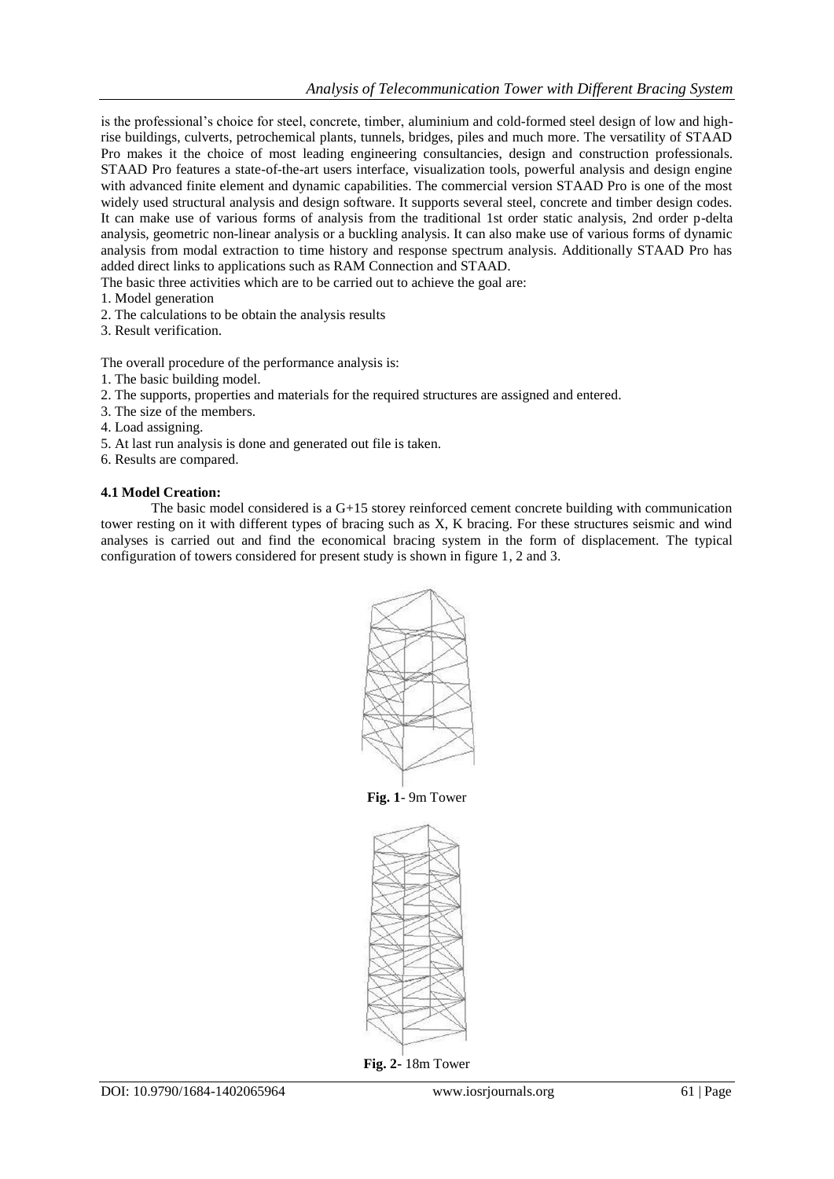is the professional's choice for steel, concrete, timber, aluminium and cold-formed steel design of low and high-rise buildings, culverts, petrochemical plants, tunnels, bridges, piles and much more. The versatility of STAAD Pro makes it the choice of most leading engineering consultancies, design and construction professionals. STAAD Pro features a state-of-the-art users interface, visualization tools, powerful analysis and design engine with advanced finite element and dynamic capabilities. The commercial version STAAD Pro is one of the most widely used structural analysis and design software. It supports several steel, concrete and timber design codes. It can make use of various forms of analysis from the traditional 1st order static analysis, 2nd order p-delta analysis, geometric non-linear analysis or a buckling analysis. It can also make use of various forms of dynamic analysis from modal extraction to time history and response spectrum analysis. Additionally STAAD Pro has added direct links to applications such as RAM Connection and STAAD.

The basic three activities which are to be carried out to achieve the goal are:

1. Model generation
2. The calculations to be obtain the analysis results
3. Result verification.

The overall procedure of the performance analysis is:

1. The basic building model.
2. The supports, properties and materials for the required structures are assigned and entered.
3. The size of the members.
4. Load assigning.
5. At last run analysis is done and generated out file is taken.
6. Results are compared.

### 4.1 Model Creation:

The basic model considered is a G+15 storey reinforced cement concrete building with communication tower resting on it with different types of bracing such as X, K bracing. For these structures seismic and wind analyses is carried out and find the economical bracing system in the form of displacement. The typical configuration of towers considered for present study is shown in figure 1, 2 and 3.

**Fig. 1**- 9m Tower

**Fig. 2**- 18m Tower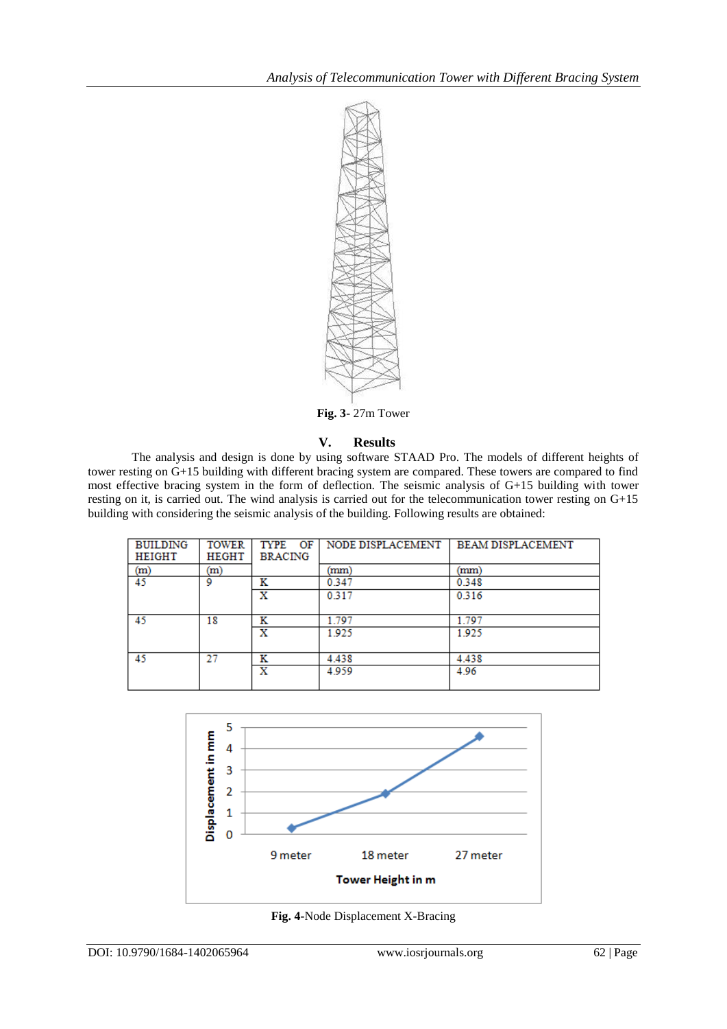Fig. 3- 27m Tower

## V. Results

The analysis and design is done by using software STAAD Pro. The models of different heights of tower resting on G+15 building with different bracing system are compared. These towers are compared to find most effective bracing system in the form of deflection. The seismic analysis of G+15 building with tower resting on it, is carried out. The wind analysis is carried out for the telecommunication tower resting on G+15 building with considering the seismic analysis of the building. Following results are obtained:

| BUILDING HEIGHT (m) | TOWER HEGHT (m) | TYPE OF BRACING | NODE DISPLACEMENT (mm) | BEAM DISPLACEMENT (mm) |
|---|---|---|---|---|
| 45 | 9 | K | 0.347 | 0.348 |
| | | X | 0.317 | 0.316 |
| 45 | 18 | K | 1.797 | 1.797 |
| | | X | 1.925 | 1.925 |
| 45 | 27 | K | 4.438 | 4.438 |
| | | X | 4.959 | 4.96 |

Fig. 4-Node Displacement X-Bracing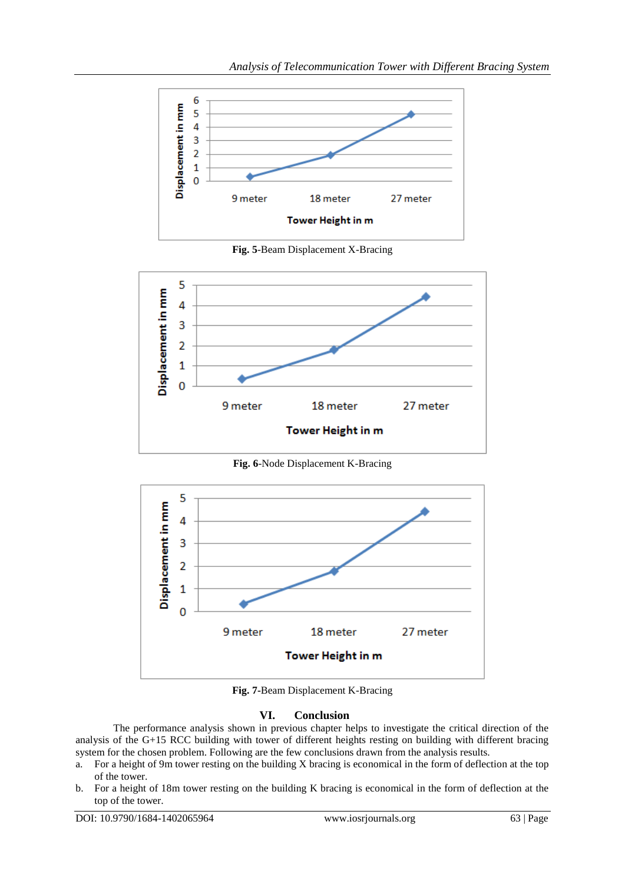Fig. 5-Beam Displacement X-Bracing

Fig. 6-Node Displacement K-Bracing

Fig. 7-Beam Displacement K-Bracing

## VI. Conclusion

The performance analysis shown in previous chapter helps to investigate the critical direction of the analysis of the G+15 RCC building with tower of different heights resting on building with different bracing system for the chosen problem. Following are the few conclusions drawn from the analysis results.

a. For a height of 9m tower resting on the building X bracing is economical in the form of deflection at the top of the tower.
b. For a height of 18m tower resting on the building K bracing is economical in the form of deflection at the top of the tower.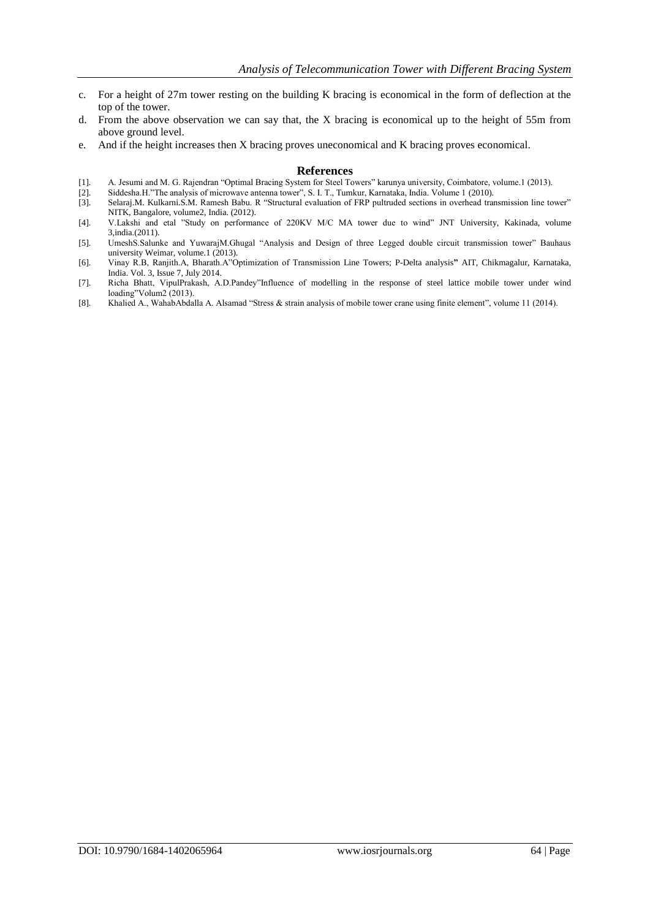c. For a height of 27m tower resting on the building K bracing is economical in the form of deflection at the top of the tower.
d. From the above observation we can say that, the X bracing is economical up to the height of 55m from above ground level.
e. And if the height increases then X bracing proves uneconomical and K bracing proves economical.

## References

[1]. A. Jesumi and M. G. Rajendran "Optimal Bracing System for Steel Towers" karunya university, Coimbatore, volume.1 (2013).

[2]. Siddesha.H."The analysis of microwave antenna tower", S. I. T., Tumkur, Karnataka, India. Volume 1 (2010).

[3]. Selaraj.M. Kulkarni.S.M. Ramesh Babu. R "Structural evaluation of FRP pultruded sections in overhead transmission line tower" NITK, Bangalore, volume2, India. (2012).

[4]. V.Lakshi and etal "Study on performance of 220KV M/C MA tower due to wind" JNT University, Kakinada, volume 3,india.(2011).

[5]. UmeshS.Salunke and YuwarajM.Ghugal "Analysis and Design of three Legged double circuit transmission tower" Bauhaus university Weimar, volume.1 (2013).

[6]. Vinay R.B, Ranjith.A, Bharath.A"Optimization of Transmission Line Towers; P-Delta analysis" AIT, Chikmagalur, Karnataka, India. Vol. 3, Issue 7, July 2014.

[7]. Richa Bhatt, VipulPrakash, A.D.Pandey"Influence of modelling in the response of steel lattice mobile tower under wind loading"Volum2 (2013).

[8]. Khalied A., WahabAbdalla A. Alsamad "Stress & strain analysis of mobile tower crane using finite element", volume 11 (2014).